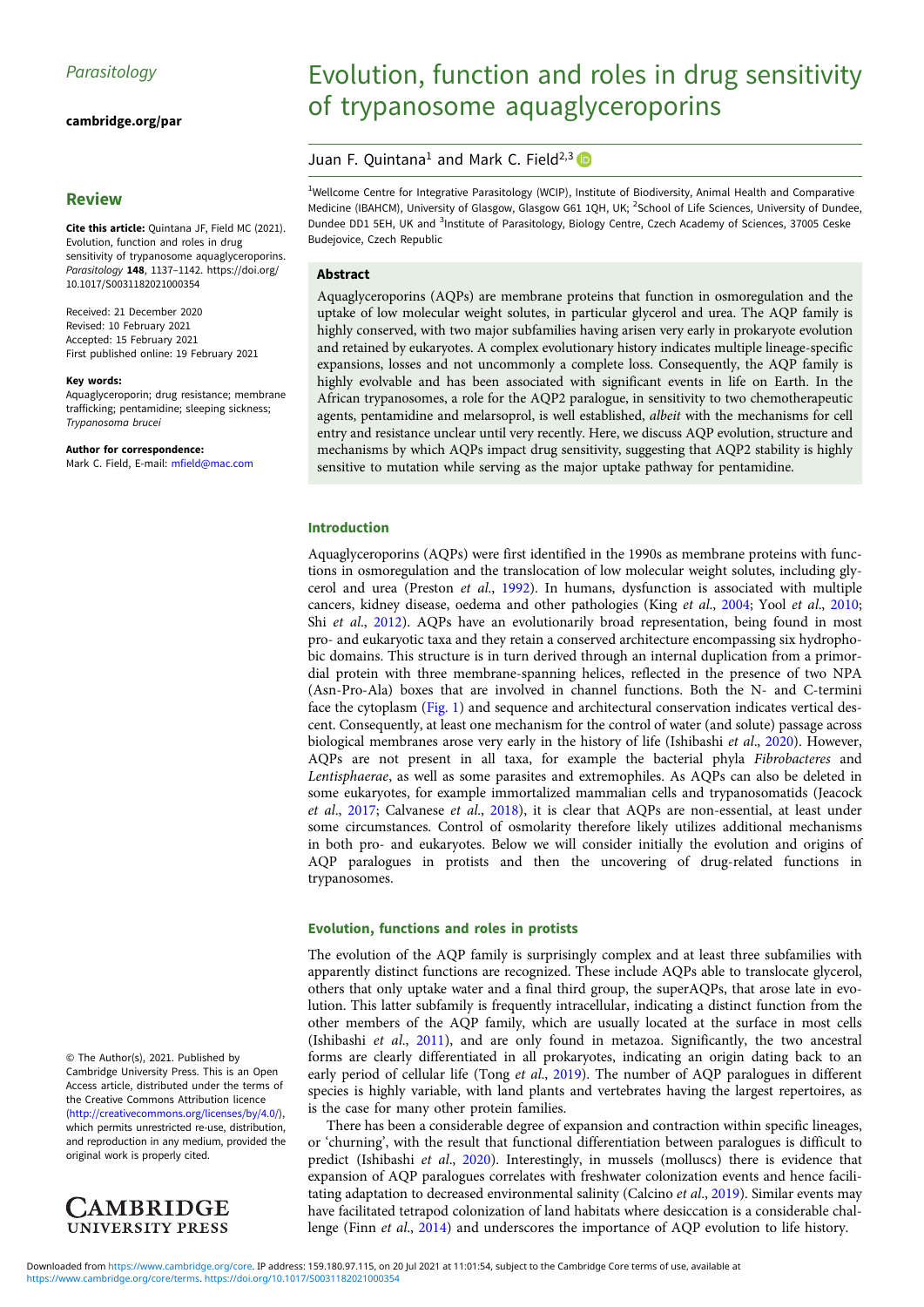Parasitology

cambridge.org/par

## Review

**Cite this article:** Quintana JF, Field MC (2021). Evolution, function and roles in drug sensitivity of trypanosome aquaglyceroporins. *Parasitology* **148**, 1137–1142. https://doi.org/10.1017/S0031182021000354

Received: 21 December 2020
Revised: 10 February 2021
Accepted: 15 February 2021
First published online: 19 February 2021

**Key words:**
Aquaglyceroporin; drug resistance; membrane trafficking; pentamidine; sleeping sickness; *Trypanosoma brucei*

**Author for correspondence:**
Mark C. Field, E-mail: mfield@mac.com

© The Author(s), 2021. Published by Cambridge University Press. This is an Open Access article, distributed under the terms of the Creative Commons Attribution licence (http://creativecommons.org/licenses/by/4.0/), which permits unrestricted re-use, distribution, and reproduction in any medium, provided the original work is properly cited.

# Evolution, function and roles in drug sensitivity of trypanosome aquaglyceroporins

Juan F. Quintana[1] and Mark C. Field[2,3]

[1]Wellcome Centre for Integrative Parasitology (WCIP), Institute of Biodiversity, Animal Health and Comparative Medicine (IBAHCM), University of Glasgow, Glasgow G61 1QH, UK; [2]School of Life Sciences, University of Dundee, Dundee DD1 5EH, UK and [3]Institute of Parasitology, Biology Centre, Czech Academy of Sciences, 37005 Ceske Budejovice, Czech Republic

### Abstract

Aquaglyceroporins (AQPs) are membrane proteins that function in osmoregulation and the uptake of low molecular weight solutes, in particular glycerol and urea. The AQP family is highly conserved, with two major subfamilies having arisen very early in prokaryote evolution and retained by eukaryotes. A complex evolutionary history indicates multiple lineage-specific expansions, losses and not uncommonly a complete loss. Consequently, the AQP family is highly evolvable and has been associated with significant events in life on Earth. In the African trypanosomes, a role for the AQP2 paralogue, in sensitivity to two chemotherapeutic agents, pentamidine and melarsoprol, is well established, *albeit* with the mechanisms for cell entry and resistance unclear until very recently. Here, we discuss AQP evolution, structure and mechanisms by which AQPs impact drug sensitivity, suggesting that AQP2 stability is highly sensitive to mutation while serving as the major uptake pathway for pentamidine.

## Introduction

Aquaglyceroporins (AQPs) were first identified in the 1990s as membrane proteins with functions in osmoregulation and the translocation of low molecular weight solutes, including glycerol and urea (Preston *et al*., 1992). In humans, dysfunction is associated with multiple cancers, kidney disease, oedema and other pathologies (King *et al*., 2004; Yool *et al*., 2010; Shi *et al*., 2012). AQPs have an evolutionarily broad representation, being found in most pro- and eukaryotic taxa and they retain a conserved architecture encompassing six hydrophobic domains. This structure is in turn derived through an internal duplication from a primordial protein with three membrane-spanning helices, reflected in the presence of two NPA (Asn-Pro-Ala) boxes that are involved in channel functions. Both the N- and C-termini face the cytoplasm (Fig. 1) and sequence and architectural conservation indicates vertical descent. Consequently, at least one mechanism for the control of water (and solute) passage across biological membranes arose very early in the history of life (Ishibashi *et al*., 2020). However, AQPs are not present in all taxa, for example the bacterial phyla *Fibrobacteres* and *Lentisphaerae*, as well as some parasites and extremophiles. As AQPs can also be deleted in some eukaryotes, for example immortalized mammalian cells and trypanosomatids (Jeacock *et al*., 2017; Calvanese *et al*., 2018), it is clear that AQPs are non-essential, at least under some circumstances. Control of osmolarity therefore likely utilizes additional mechanisms in both pro- and eukaryotes. Below we will consider initially the evolution and origins of AQP paralogues in protists and then the uncovering of drug-related functions in trypanosomes.

## Evolution, functions and roles in protists

The evolution of the AQP family is surprisingly complex and at least three subfamilies with apparently distinct functions are recognized. These include AQPs able to translocate glycerol, others that only uptake water and a final third group, the superAQPs, that arose late in evolution. This latter subfamily is frequently intracellular, indicating a distinct function from the other members of the AQP family, which are usually located at the surface in most cells (Ishibashi *et al*., 2011), and are only found in metazoa. Significantly, the two ancestral forms are clearly differentiated in all prokaryotes, indicating an origin dating back to an early period of cellular life (Tong *et al*., 2019). The number of AQP paralogues in different species is highly variable, with land plants and vertebrates having the largest repertoires, as is the case for many other protein families.

There has been a considerable degree of expansion and contraction within specific lineages, or 'churning', with the result that functional differentiation between paralogues is difficult to predict (Ishibashi *et al*., 2020). Interestingly, in mussels (molluscs) there is evidence that expansion of AQP paralogues correlates with freshwater colonization events and hence facilitating adaptation to decreased environmental salinity (Calcino *et al*., 2019). Similar events may have facilitated tetrapod colonization of land habitats where desiccation is a considerable challenge (Finn *et al*., 2014) and underscores the importance of AQP evolution to life history.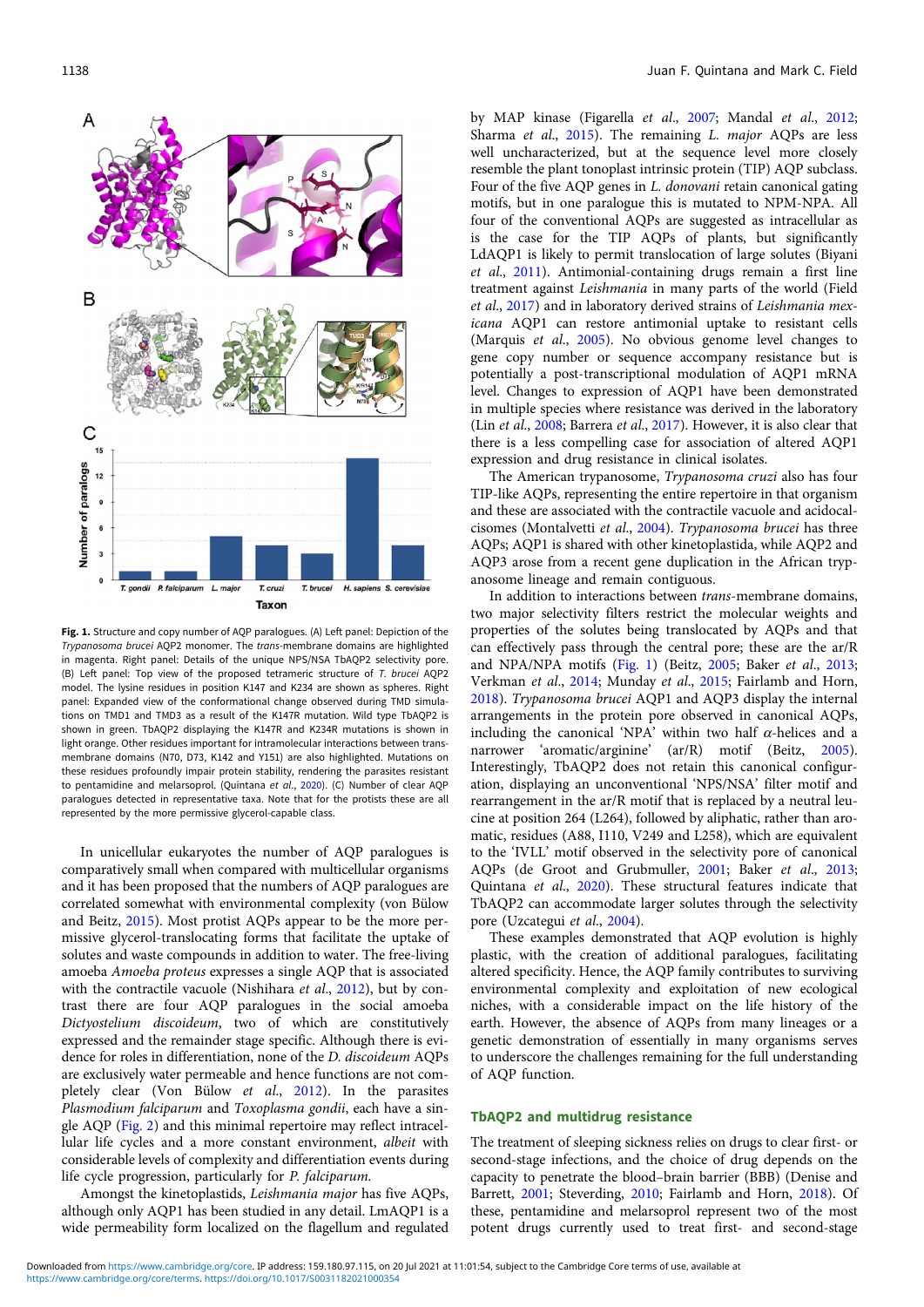Fig. 1. Structure and copy number of AQP paralogues. (A) Left panel: Depiction of the *Trypanosoma brucei* AQP2 monomer. The *trans*-membrane domains are highlighted in magenta. Right panel: Details of the unique NPS/NSA TbAQP2 selectivity pore. (B) Left panel: Top view of the proposed tetrameric structure of *T. brucei* AQP2 model. The lysine residues in position K147 and K234 are shown as spheres. Right panel: Expanded view of the conformational change observed during TMD simulations on TMD1 and TMD3 as a result of the K147R mutation. Wild type TbAQP2 is shown in green. TbAQP2 displaying the K147R and K234R mutations is shown in light orange. Other residues important for intramolecular interactions between transmembrane domains (N70, D73, K142 and Y151) are also highlighted. Mutations on these residues profoundly impair protein stability, rendering the parasites resistant to pentamidine and melarsoprol. (Quintana *et al.*, 2020). (C) Number of clear AQP paralogues detected in representative taxa. Note that for the protists these are all represented by the more permissive glycerol-capable class.

In unicellular eukaryotes the number of AQP paralogues is comparatively small when compared with multicellular organisms and it has been proposed that the numbers of AQP paralogues are correlated somewhat with environmental complexity (von Bülow and Beitz, 2015). Most protist AQPs appear to be the more permissive glycerol-translocating forms that facilitate the uptake of solutes and waste compounds in addition to water. The free-living amoeba *Amoeba proteus* expresses a single AQP that is associated with the contractile vacuole (Nishihara *et al.*, 2012), but by contrast there are four AQP paralogues in the social amoeba *Dictyostelium discoideum*, two of which are constitutively expressed and the remainder stage specific. Although there is evidence for roles in differentiation, none of the *D. discoideum* AQPs are exclusively water permeable and hence functions are not completely clear (Von Bülow *et al.*, 2012). In the parasites *Plasmodium falciparum* and *Toxoplasma gondii*, each have a single AQP (Fig. 2) and this minimal repertoire may reflect intracellular life cycles and a more constant environment, *albeit* with considerable levels of complexity and differentiation events during life cycle progression, particularly for *P. falciparum*.

Amongst the kinetoplastids, *Leishmania major* has five AQPs, although only AQP1 has been studied in any detail. LmAQP1 is a wide permeability form localized on the flagellum and regulated by MAP kinase (Figarella *et al.*, 2007; Mandal *et al.*, 2012; Sharma *et al.*, 2015). The remaining *L. major* AQPs are less well uncharacterized, but at the sequence level are more closely resemble the plant tonoplast intrinsic protein (TIP) AQP subclass. Four of the five AQP genes in *L. donovani* retain canonical gating motifs, but in one paralogue this is mutated to NPM-NPA. All four of the conventional AQPs are suggested as intracellular as is the case for the TIP AQPs of plants, but significantly LdAQP1 is likely to permit translocation of large solutes (Biyani *et al.*, 2011). Antimonial-containing drugs remain a first line treatment against *Leishmania* in many parts of the world (Field *et al.*, 2017) and in laboratory derived strains of *Leishmania mexicana* AQP1 can restore antimonial uptake to resistant cells (Marquis *et al.*, 2005). No obvious genome level changes to gene copy number or sequence accompany resistance but is potentially a post-transcriptional modulation of AQP1 mRNA level. Changes to expression of AQP1 have been demonstrated in multiple species where resistance was derived in the laboratory (Lin *et al.*, 2008; Barrera *et al.*, 2017). However, it is also clear that there is a less compelling case for association of altered AQP1 expression and drug resistance in clinical isolates.

The American trypanosome, *Trypanosoma cruzi* also has four TIP-like AQPs, representing the entire repertoire in that organism and these are associated with the contractile vacuole and acidocalcisomes (Montalvetti *et al.*, 2004). *Trypanosoma brucei* has three AQPs; AQP1 is shared with other kinetoplastida, while AQP2 and AQP3 arose from a recent gene duplication in the African trypanosome lineage and remain contiguous.

In addition to interactions between *trans*-membrane domains, two major selectivity filters restrict the molecular weights and properties of the solutes being translocated by AQPs and that can effectively pass through the central pore; these are the ar/R and NPA/NPA motifs (Fig. 1) (Beitz, 2005; Baker *et al.*, 2013; Verkman *et al.*, 2014; Munday *et al.*, 2015; Fairlamb and Horn, 2018). *Trypanosoma brucei* AQP1 and AQP3 display the internal arrangements in the protein pore observed in canonical AQPs, including the canonical 'NPA' within two half α-helices and a narrower 'aromatic/arginine' (ar/R) motif (Beitz, 2005). Interestingly, TbAQP2 does not retain this canonical configuration, displaying an unconventional 'NPS/NSA' filter motif and rearrangement in the ar/R motif that is replaced by a neutral leucine at position 264 (L264), followed by aliphatic, rather than aromatic, residues (A88, I110, V249 and L258), which are equivalent to the 'IVLL' motif observed in the selectivity pore of canonical AQPs (de Groot and Grubmuller, 2001; Baker *et al.*, 2013; Quintana *et al.*, 2020). These structural features indicate that TbAQP2 can accommodate larger solutes through the selectivity pore (Uzcategui *et al.*, 2004).

These examples demonstrated that AQP evolution is highly plastic, with the creation of additional paralogues, facilitating altered specificity. Hence, the AQP family contributes to surviving environmental complexity and exploitation of new ecological niches, with a considerable impact on the life history of the earth. However, the absence of AQPs from many lineages or a genetic demonstration of essentially in many organisms serves to underscore the challenges remaining for the full understanding of AQP function.

## TbAQP2 and multidrug resistance

The treatment of sleeping sickness relies on drugs to clear first- or second-stage infections, and the choice of drug depends on the capacity to penetrate the blood–brain barrier (BBB) (Denise and Barrett, 2001; Steverding, 2010; Fairlamb and Horn, 2018). Of these, pentamidine and melarsoprol represent two of the most potent drugs currently used to treat first- and second-stage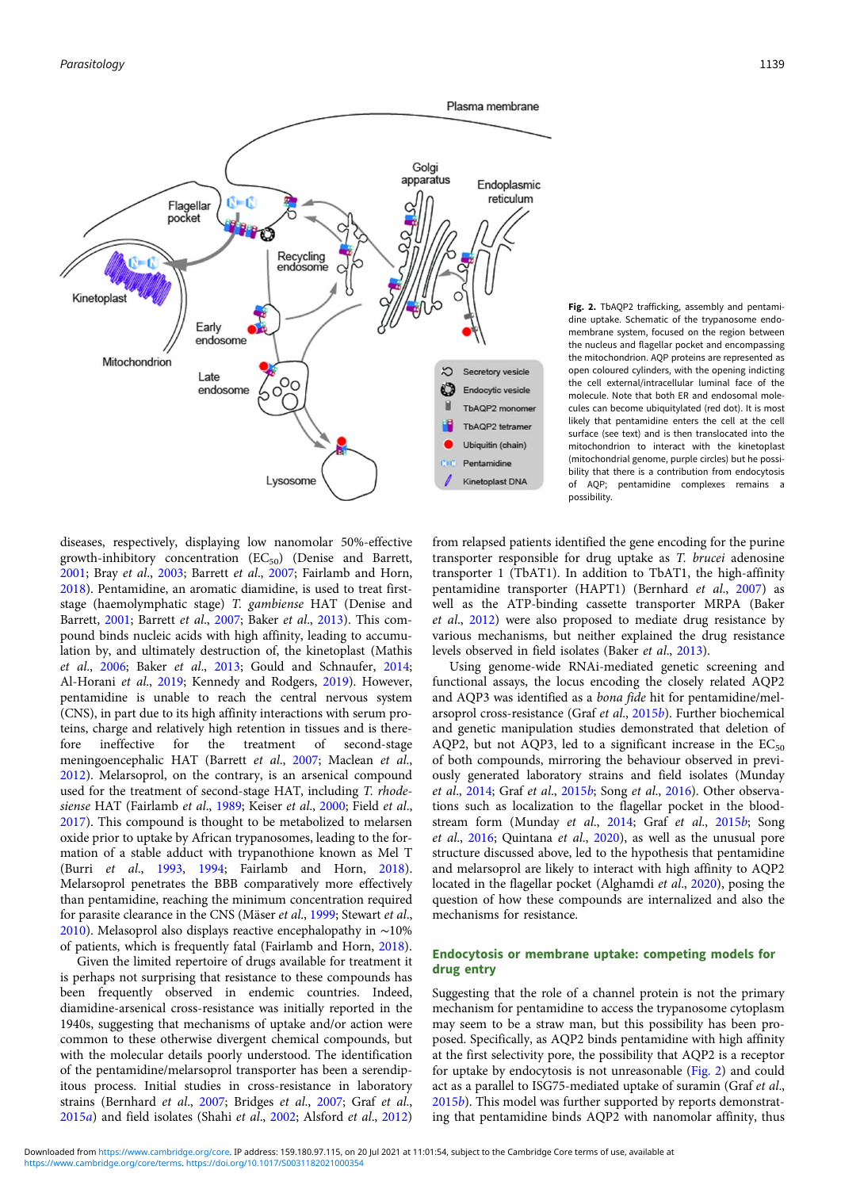Fig. 2. TbAQP2 trafficking, assembly and pentamidine uptake. Schematic of the trypanosome endomembrane system, focused on the region between the nucleus and flagellar pocket and encompassing the mitochondrion. AQP proteins are represented as open coloured cylinders, with the opening indicting the cell external/intracellular luminal face of the molecule. Note that both ER and endosomal molecules can become ubiquitylated (red dot). It is most likely that pentamidine enters the cell at the cell surface (see text) and is then translocated into the mitochondrion to interact with the kinetoplast (mitochondrial genome, purple circles) but he possibility that there is a contribution from endocytosis of AQP; pentamidine complexes remains a possibility.

diseases, respectively, displaying low nanomolar 50%-effective growth-inhibitory concentration ($EC_{50}$) (Denise and Barrett, 2001; Bray *et al.*, 2003; Barrett *et al.*, 2007; Fairlamb and Horn, 2018). Pentamidine, an aromatic diamidine, is used to treat first-stage (haemolymphatic stage) *T. gambiense* HAT (Denise and Barrett, 2001; Barrett *et al.*, 2007; Baker *et al.*, 2013). This compound binds nucleic acids with high affinity, leading to accumulation by, and ultimately destruction of, the kinetoplast (Mathis *et al.*, 2006; Baker *et al.*, 2013; Gould and Schnaufer, 2014; Al-Horani *et al.*, 2019; Kennedy and Rodgers, 2019). However, pentamidine is unable to reach the central nervous system (CNS), in part due to its high affinity interactions with serum proteins, charge and relatively high retention in tissues and is therefore ineffective for the treatment of second-stage meningoencephalic HAT (Barrett *et al.*, 2007; Maclean *et al.*, 2012). Melarsoprol, on the contrary, is an arsenical compound used for the treatment of second-stage HAT, including *T. rhodesiense* HAT (Fairlamb *et al.*, 1989; Keiser *et al.*, 2000; Field *et al.*, 2017). This compound is thought to be metabolized to melarsen oxide prior to uptake by African trypanosomes, leading to the formation of a stable adduct with trypanothione known as Mel T (Burri *et al.*, 1993, 1994; Fairlamb and Horn, 2018). Melarsoprol penetrates the BBB comparatively more effectively than pentamidine, reaching the minimum concentration required for parasite clearance in the CNS (Mäser *et al.*, 1999; Stewart *et al.*, 2010). Melasoprol also displays reactive encephalopathy in ~10% of patients, which is frequently fatal (Fairlamb and Horn, 2018).

Given the limited repertoire of drugs available for treatment it is perhaps not surprising that resistance to these compounds has been frequently observed in endemic countries. Indeed, diamidine-arsenical cross-resistance was initially reported in the 1940s, suggesting that mechanisms of uptake and/or action were common to these otherwise divergent chemical compounds, but with the molecular details poorly understood. The identification of the pentamidine/melarsoprol transporter has been a serendipitous process. Initial studies in cross-resistance in laboratory strains (Bernhard *et al.*, 2007; Bridges *et al.*, 2007; Graf *et al.*, 2015*a*) and field isolates (Shahi *et al.*, 2002; Alsford *et al.*, 2012) from relapsed patients identified the gene encoding for the purine transporter responsible for drug uptake as *T. brucei* adenosine transporter 1 (TbAT1). In addition to TbAT1, the high-affinity pentamidine transporter (HAPT1) (Bernhard *et al.*, 2007) as well as the ATP-binding cassette transporter MRPA (Baker *et al.*, 2012) were also proposed to mediate drug resistance by various mechanisms, but neither explained the drug resistance levels observed in field isolates (Baker *et al.*, 2013).

Using genome-wide RNAi-mediated genetic screening and functional assays, the locus encoding the closely related AQP2 and AQP3 was identified as a *bona fide* hit for pentamidine/melarsoprol cross-resistance (Graf *et al.*, 2015*b*). Further biochemical and genetic manipulation studies demonstrated that deletion of AQP2, but not AQP3, led to a significant increase in the $EC_{50}$ of both compounds, mirroring the behaviour observed in previously generated laboratory strains and field isolates (Munday *et al.*, 2014; Graf *et al.*, 2015*b*; Song *et al.*, 2016). Other observations such as localization to the flagellar pocket in the bloodstream form (Munday *et al.*, 2014; Graf *et al.*, 2015*b*; Song *et al.*, 2016; Quintana *et al.*, 2020), as well as the unusual pore structure discussed above, led to the hypothesis that pentamidine and melarsoprol are likely to interact with high affinity to AQP2 located in the flagellar pocket (Alghamdi *et al.*, 2020), posing the question of how these compounds are internalized and also the mechanisms for resistance.

## Endocytosis or membrane uptake: competing models for drug entry

Suggesting that the role of a channel protein is not the primary mechanism for pentamidine to access the trypanosome cytoplasm may seem to be a straw man, but this possibility has been proposed. Specifically, as AQP2 binds pentamidine with high affinity at the first selectivity pore, the possibility that AQP2 is a receptor for uptake by endocytosis is not unreasonable (Fig. 2) and could act as a parallel to ISG75-mediated uptake of suramin (Graf *et al.*, 2015*b*). This model was further supported by reports demonstrating that pentamidine binds AQP2 with nanomolar affinity, thus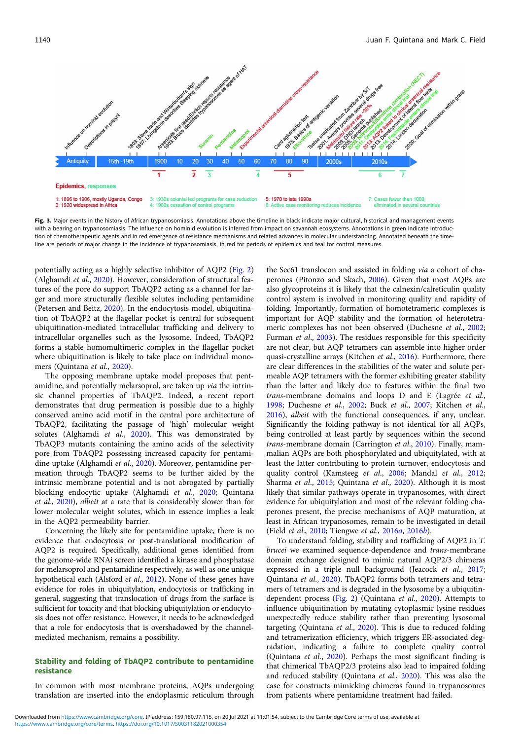**Fig. 3.** Major events in the history of African trypanosomiasis. Annotations above the timeline in black indicate major cultural, historical and management events with a bearing on trypanosomiasis. The influence on hominid evolution is inferred from impact on savannah ecosystems. Annotations in green indicate introduction of chemotherapeutic agents and in red emergence of resistance mechanisms and related advances in molecular understanding. Annotated beneath the timeline are periods of major change in the incidence of trypanosomiasis, in red for periods of epidemics and teal for control measures.

potentially acting as a highly selective inhibitor of AQP2 (Fig. 2) (Alghamdi *et al.*, 2020). However, consideration of structural features of the pore do support TbAQP2 acting as a channel for larger and more structurally flexible solutes including pentamidine (Petersen and Beitz, 2020). In the endocytosis model, ubiquitination of TbAQP2 at the flagellar pocket is central for subsequent ubiquitination-mediated intracellular trafficking and delivery to intracellular organelles such as the lysosome. Indeed, TbAQP2 forms a stable homomultimeric complex in the flagellar pocket where ubiquitination is likely to take place on individual monomers (Quintana *et al.*, 2020).

The opposing membrane uptake model proposes that pentamidine, and potentially melarsoprol, are taken up *via* the intrinsic channel properties of TbAQP2. Indeed, a recent report demonstrates that drug permeation is possible due to a highly conserved amino acid motif in the central pore architecture of TbAQP2, facilitating the passage of 'high' molecular weight solutes (Alghamdi *et al.*, 2020). This was demonstrated by TbAQP3 mutants containing the amino acids of the selectivity pore from TbAQP2 possessing increased capacity for pentamidine uptake (Alghamdi *et al.*, 2020). Moreover, pentamidine permeation through TbAQP2 seems to be further aided by the intrinsic membrane potential and is not abrogated by partially blocking endocytic uptake (Alghamdi *et al.*, 2020; Quintana *et al.*, 2020), *albeit* at a rate that is considerably slower than for lower molecular weight solutes, which in essence implies a leak in the AQP2 permeability barrier.

Concerning the likely site for pentamidine uptake, there is no evidence that endocytosis or post-translational modification of AQP2 is required. Specifically, additional genes identified from the genome-wide RNAi screen identified a kinase and phosphatase for melarsoprol and pentamidine respectively, as well as one unique hypothetical each (Alsford *et al.*, 2012). None of these genes have evidence for roles in ubiquitylation, endocytosis or trafficking in general, suggesting that translocation of drugs from the surface is sufficient for toxicity and that blocking ubiquitylation or endocytosis does not offer resistance. However, it needs to be acknowledged that a role for endocytosis that is overshadowed by the channel-mediated mechanism, remains a possibility.

## Stability and folding of TbAQP2 contribute to pentamidine resistance

In common with most membrane proteins, AQPs undergoing translation are inserted into the endoplasmic reticulum through the Sec61 translocon and assisted in folding *via* a cohort of chaperones (Pitonzo and Skach, 2006). Given that most AQPs are also glycoproteins it is likely that the calnexin/calreticulin quality control system is involved in monitoring quality and rapidity of folding. Importantly, formation of homotetrameric complexes is important for AQP stability and the formation of heterotetrameric complexes has not been observed (Duchesne *et al.*, 2002; Furman *et al.*, 2003). The residues responsible for this specificity are not clear, but AQP tetramers can assemble into higher order quasi-crystalline arrays (Kitchen *et al.*, 2016). Furthermore, there are clear differences in the stabilities of the water and solute permeable AQP tetramers with the former exhibiting greater stability than the latter and likely due to features within the final two *trans*-membrane domains and loops D and E (Lagrée *et al.*, 1998; Duchesne *et al.*, 2002; Buck *et al.*, 2007; Kitchen *et al.*, 2016), *albeit* with the functional consequences, if any, unclear. Significantly the folding pathway is not identical for all AQPs, being controlled at least partly by sequences within the second *trans*-membrane domain (Carrington *et al.*, 2010). Finally, mammalian AQPs are both phosphorylated and ubiquitylated, with at least the latter contributing to protein turnover, endocytosis and quality control (Kamsteeg *et al.*, 2006; Mandal *et al.*, 2012; Sharma *et al.*, 2015; Quintana *et al.*, 2020). Although it is most likely that similar pathways operate in trypanosomes, with direct evidence for ubiquitylation and most of the relevant folding chaperones present, the precise mechanisms of AQP maturation, at least in African trypanosomes, remain to be investigated in detail (Field *et al.*, 2010; Tiengwe *et al.*, 2016*a*, 2016*b*).

To understand folding, stability and trafficking of AQP2 in *T. brucei* we examined sequence-dependence and *trans*-membrane domain exchange designed to mimic natural AQP2/3 chimeras expressed in a triple null background (Jeacock *et al.*, 2017; Quintana *et al.*, 2020). TbAQP2 forms both tetramers and tetramers of tetramers and is degraded in the lysosome by a ubiquitin-dependent process (Fig. 2) (Quintana *et al.*, 2020). Attempts to influence ubiquitination by mutating cytoplasmic lysine residues unexpectedly reduce stability rather than preventing lysosomal targeting (Quintana *et al.*, 2020). This is due to reduced folding and tetramerization efficiency, which triggers ER-associated degradation, indicating a failure to complete quality control (Quintana *et al.*, 2020). Perhaps the most significant finding is that chimerical TbAQP2/3 proteins also lead to impaired folding and reduced stability (Quintana *et al.*, 2020). This was also the case for constructs mimicking chimeras found in trypanosomes from patients where pentamidine treatment had failed.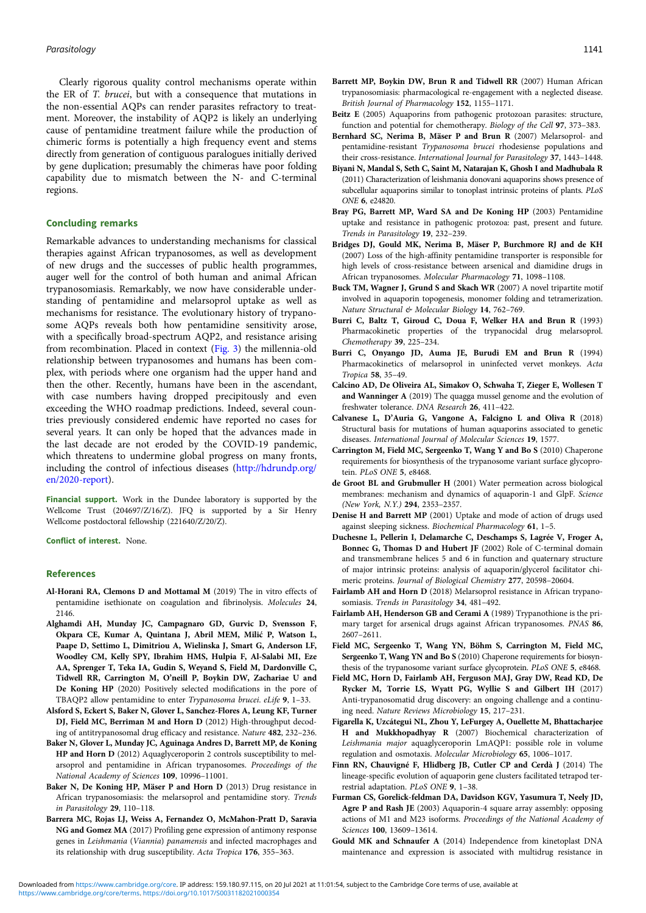Clearly rigorous quality control mechanisms operate within the ER of *T. brucei*, but with a consequence that mutations in the non-essential AQPs can render parasites refractory to treatment. Moreover, the instability of AQP2 is likely an underlying cause of pentamidine treatment failure while the production of chimeric forms is potentially a high frequency event and stems directly from generation of contiguous paralogues initially derived by gene duplication; presumably the chimeras have poor folding capability due to mismatch between the N- and C-terminal regions.

## Concluding remarks

Remarkable advances to understanding mechanisms for classical therapies against African trypanosomes, as well as development of new drugs and the successes of public health programmes, auger well for the control of both human and animal African trypanosomiasis. Remarkably, we now have considerable understanding of pentamidine and melarsoprol uptake as well as mechanisms for resistance. The evolutionary history of trypanosome AQPs reveals both how pentamidine sensitivity arose, with a specifically broad-spectrum AQP2, and resistance arising from recombination. Placed in context (Fig. 3) the millennia-old relationship between trypanosomes and humans has been complex, with periods where one organism had the upper hand and then the other. Recently, humans have been in the ascendant, with case numbers having dropped precipitously and even exceeding the WHO roadmap predictions. Indeed, several countries previously considered endemic have reported no cases for several years. It can only be hoped that the advances made in the last decade are not eroded by the COVID-19 pandemic, which threatens to undermine global progress on many fronts, including the control of infectious diseases (http://hdrundp.org/en/2020-report).

**Financial support.** Work in the Dundee laboratory is supported by the Wellcome Trust (204697/Z/16/Z). JFQ is supported by a Sir Henry Wellcome postdoctoral fellowship (221640/Z/20/Z).

**Conflict of interest.** None.

## References

**Al-Horani RA, Clemons D and Mottamal M** (2019) The in vitro effects of pentamidine isethionate on coagulation and fibrinolysis. *Molecules* **24**, 2146.

**Alghamdi AH, Munday JC, Campagnaro GD, Gurvic D, Svensson F, Okpara CE, Kumar A, Quintana J, Abril MEM, Milić P, Watson L, Paape D, Settimo L, Dimitriou A, Wielinska J, Smart G, Anderson LF, Woodley CM, Kelly SPY, Ibrahim HMS, Hulpia F, Al-Salabi MI, Eze AA, Sprenger T, Teka IA, Gudin S, Weyand S, Field M, Dardonville C, Tidwell RR, Carrington M, O'neill P, Boykin DW, Zachariae U and De Koning HP** (2020) Positively selected modifications in the pore of TbAQP2 allow pentamidine to enter *Trypanosoma brucei*. *eLife* **9**, 1–33.

**Alsford S, Eckert S, Baker N, Glover L, Sanchez-Flores A, Leung KF, Turner DJ, Field MC, Berriman M and Horn D** (2012) High-throughput decoding of antitrypanosomal drug efficacy and resistance. *Nature* **482**, 232–236.

**Baker N, Glover L, Munday JC, Aguinaga Andres D, Barrett MP, de Koning HP and Horn D** (2012) Aquaglyceroporin 2 controls susceptibility to melarsoprol and pentamidine in African trypanosomes. *Proceedings of the National Academy of Sciences* **109**, 10996–11001.

**Baker N, De Koning HP, Mäser P and Horn D** (2013) Drug resistance in African trypanosomiasis: the melarsoprol and pentamidine story. *Trends in Parasitology* **29**, 110–118.

**Barrera MC, Rojas LJ, Weiss A, Fernandez O, McMahon-Pratt D, Saravia NG and Gomez MA** (2017) Profiling gene expression of antimony response genes in *Leishmania* (*Viannia*) *panamensis* and infected macrophages and its relationship with drug susceptibility. *Acta Tropica* **176**, 355–363.

**Barrett MP, Boykin DW, Brun R and Tidwell RR** (2007) Human African trypanosomiasis: pharmacological re-engagement with a neglected disease. *British Journal of Pharmacology* **152**, 1155–1171.

**Beitz E** (2005) Aquaporins from pathogenic protozoan parasites: structure, function and potential for chemotherapy. *Biology of the Cell* **97**, 373–383.

**Bernhard SC, Nerima B, Mäser P and Brun R** (2007) Melarsoprol- and pentamidine-resistant *Trypanosoma brucei* rhodesiense populations and their cross-resistance. *International Journal for Parasitology* **37**, 1443–1448.

**Biyani N, Mandal S, Seth C, Saint M, Natarajan K, Ghosh I and Madhubala R** (2011) Characterization of leishmania donovani aquaporins shows presence of subcellular aquaporins similar to tonoplast intrinsic proteins of plants. *PLoS ONE* **6**, e24820.

**Bray PG, Barrett MP, Ward SA and De Koning HP** (2003) Pentamidine uptake and resistance in pathogenic protozoa: past, present and future. *Trends in Parasitology* **19**, 232–239.

**Bridges DJ, Gould MK, Nerima B, Mäser P, Burchmore RJ and de KH** (2007) Loss of the high-affinity pentamidine transporter is responsible for high levels of cross-resistance between arsenical and diamidine drugs in African trypanosomes. *Molecular Pharmacology* **71**, 1098–1108.

**Buck TM, Wagner J, Grund S and Skach WR** (2007) A novel tripartite motif involved in aquaporin topogenesis, monomer folding and tetramerization. *Nature Structural & Molecular Biology* **14**, 762–769.

**Burri C, Baltz T, Giroud C, Doua F, Welker HA and Brun R** (1993) Pharmacokinetic properties of the trypanocidal drug melarsoprol. *Chemotherapy* **39**, 225–234.

**Burri C, Onyango JD, Auma JE, Burudi EM and Brun R** (1994) Pharmacokinetics of melarsoprol in uninfected vervet monkeys. *Acta Tropica* **58**, 35–49.

**Calcino AD, De Oliveira AL, Simakov O, Schwaha T, Zieger E, Wollesen T and Wanninger A** (2019) The quagga mussel genome and the evolution of freshwater tolerance. *DNA Research* **26**, 411–422.

**Calvanese L, D'Auria G, Vangone A, Falcigno L and Oliva R** (2018) Structural basis for mutations of human aquaporins associated to genetic diseases. *International Journal of Molecular Sciences* **19**, 1577.

**Carrington M, Field MC, Sergeenko T, Wang Y and Bo S** (2010) Chaperone requirements for biosynthesis of the trypanosome variant surface glycoprotein. *PLoS ONE* **5**, e8468.

**de Groot BL and Grubmuller H** (2001) Water permeation across biological membranes: mechanism and dynamics of aquaporin-1 and GlpF. *Science (New York, N.Y.)* **294**, 2353–2357.

**Denise H and Barrett MP** (2001) Uptake and mode of action of drugs used against sleeping sickness. *Biochemical Pharmacology* **61**, 1–5.

**Duchesne L, Pellerin I, Delamarche C, Deschamps S, Lagrée V, Froger A, Bonnec G, Thomas D and Hubert JF** (2002) Role of C-terminal domain and transmembrane helices 5 and 6 in function and quaternary structure of major intrinsic proteins: analysis of aquaporin/glycerol facilitator chimeric proteins. *Journal of Biological Chemistry* **277**, 20598–20604.

**Fairlamb AH and Horn D** (2018) Melarsoprol resistance in African trypanosomiasis. *Trends in Parasitology* **34**, 481–492.

**Fairlamb AH, Henderson GB and Cerami A** (1989) Trypanothione is the primary target for arsenical drugs against African trypanosomes. *PNAS* **86**, 2607–2611.

**Field MC, Sergeenko T, Wang YN, Böhm S, Carrington M, Field MC, Sergeenko T, Wang YN and Bo S** (2010) Chaperone requirements for biosynthesis of the trypanosome variant surface glycoprotein. *PLoS ONE* **5**, e8468.

**Field MC, Horn D, Fairlamb AH, Ferguson MAJ, Gray DW, Read KD, De Rycker M, Torrie LS, Wyatt PG, Wyllie S and Gilbert IH** (2017) Anti-trypanosomatid drug discovery: an ongoing challenge and a continuing need. *Nature Reviews Microbiology* **15**, 217–231.

**Figarella K, Uzcátegui NL, Zhou Y, LeFurgey A, Ouellette M, Bhattacharjee H and Mukkhopadhyay R** (2007) Biochemical characterization of *Leishmania major* aquaglyceroporin LmAQP1: possible role in volume regulation and osmotaxis. *Molecular Microbiology* **65**, 1006–1017.

**Finn RN, Chauvigné F, Hlidberg JB, Cutler CP and Cerdà J** (2014) The lineage-specific evolution of aquaporin gene clusters facilitated tetrapod terrestrial adaptation. *PLoS ONE* **9**, 1–38.

**Furman CS, Gorelick-feldman DA, Davidson KGV, Yasumura T, Neely JD, Agre P and Rash JE** (2003) Aquaporin-4 square array assembly: opposing actions of M1 and M23 isoforms. *Proceedings of the National Academy of Sciences* **100**, 13609–13614.

**Gould MK and Schnaufer A** (2014) Independence from kinetoplast DNA maintenance and expression is associated with multidrug resistance in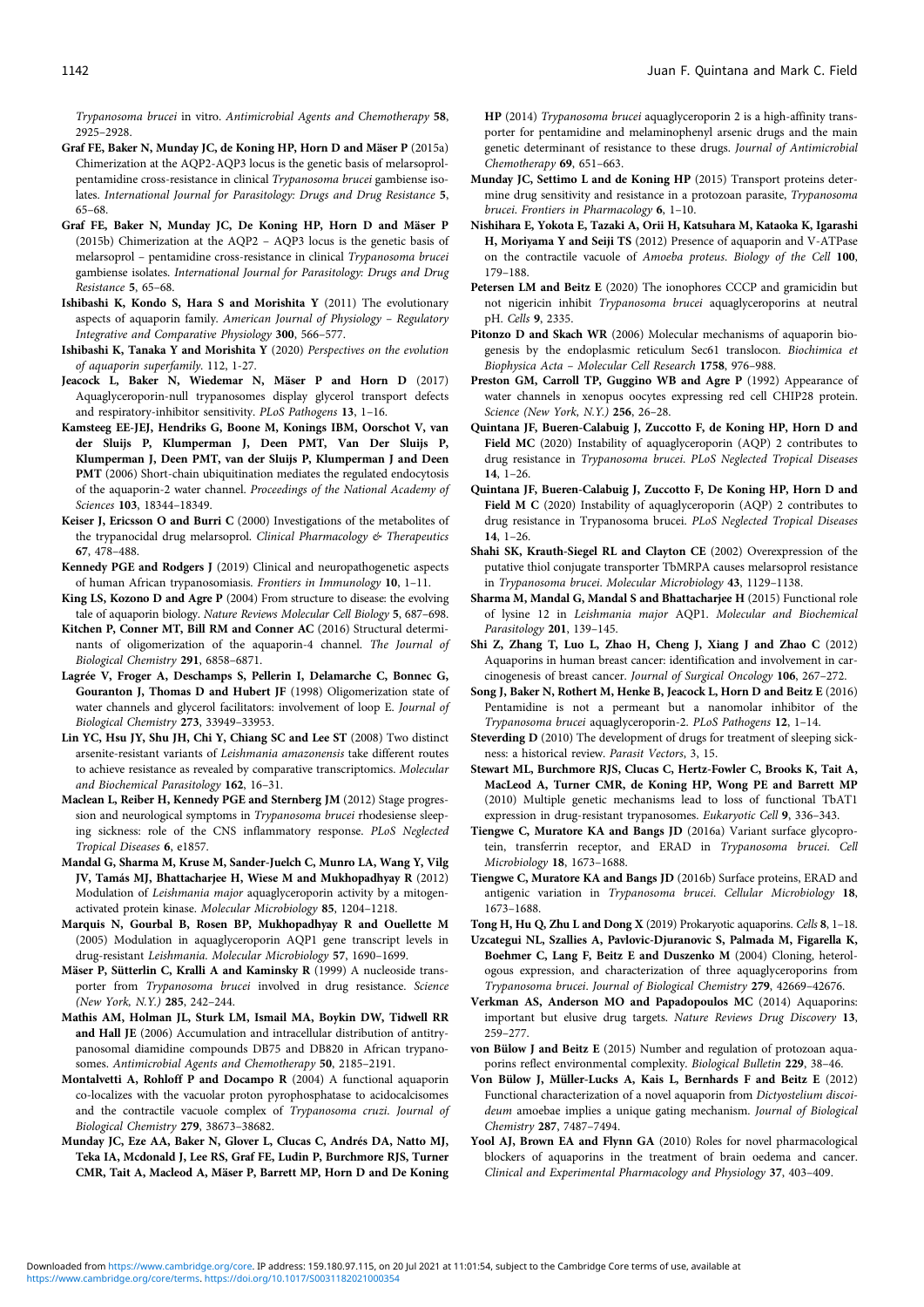*Trypanosoma brucei* in vitro. *Antimicrobial Agents and Chemotherapy* **58**, 2925–2928.

**Graf FE, Baker N, Munday JC, de Koning HP, Horn D and Mäser P** (2015a) Chimerization at the AQP2-AQP3 locus is the genetic basis of melarsoprol-pentamidine cross-resistance in clinical *Trypanosoma brucei* gambiense isolates. *International Journal for Parasitology: Drugs and Drug Resistance* **5**, 65–68.

**Graf FE, Baker N, Munday JC, De Koning HP, Horn D and Mäser P** (2015b) Chimerization at the AQP2 – AQP3 locus is the genetic basis of melarsoprol – pentamidine cross-resistance in clinical *Trypanosoma brucei* gambiense isolates. *International Journal for Parasitology: Drugs and Drug Resistance* **5**, 65–68.

**Ishibashi K, Kondo S, Hara S and Morishita Y** (2011) The evolutionary aspects of aquaporin family. *American Journal of Physiology – Regulatory Integrative and Comparative Physiology* **300**, 566–577.

**Ishibashi K, Tanaka Y and Morishita Y** (2020) *Perspectives on the evolution of aquaporin superfamily*. 112, 1-27.

**Jeacock L, Baker N, Wiedemar N, Mäser P and Horn D** (2017) Aquaglyceroporin-null trypanosomes display glycerol transport defects and respiratory-inhibitor sensitivity. *PLoS Pathogens* **13**, 1–16.

**Kamsteeg EE-JEJ, Hendriks G, Boone M, Konings IBM, Oorschot V, van der Sluijs P, Klumperman J, Deen PMT, Van Der Sluijs P, Klumperman J, Deen PMT, van der Sluijs P, Klumperman J and Deen PMT** (2006) Short-chain ubiquitination mediates the regulated endocytosis of the aquaporin-2 water channel. *Proceedings of the National Academy of Sciences* **103**, 18344–18349.

**Keiser J, Ericsson O and Burri C** (2000) Investigations of the metabolites of the trypanocidal drug melarsoprol. *Clinical Pharmacology & Therapeutics* **67**, 478–488.

**Kennedy PGE and Rodgers J** (2019) Clinical and neuropathogenetic aspects of human African trypanosomiasis. *Frontiers in Immunology* **10**, 1–11.

**King LS, Kozono D and Agre P** (2004) From structure to disease: the evolving tale of aquaporin biology. *Nature Reviews Molecular Cell Biology* **5**, 687–698.

**Kitchen P, Conner MT, Bill RM and Conner AC** (2016) Structural determinants of oligomerization of the aquaporin-4 channel. *The Journal of Biological Chemistry* **291**, 6858–6871.

**Lagrée V, Froger A, Deschamps S, Pellerin I, Delamarche C, Bonnec G, Gouranton J, Thomas D and Hubert JF** (1998) Oligomerization state of water channels and glycerol facilitators: involvement of loop E. *Journal of Biological Chemistry* **273**, 33949–33953.

**Lin YC, Hsu JY, Shu JH, Chi Y, Chiang SC and Lee ST** (2008) Two distinct arsenite-resistant variants of *Leishmania amazonensis* take different routes to achieve resistance as revealed by comparative transcriptomics. *Molecular and Biochemical Parasitology* **162**, 16–31.

**Maclean L, Reiber H, Kennedy PGE and Sternberg JM** (2012) Stage progression and neurological symptoms in *Trypanosoma brucei* rhodesiense sleeping sickness: role of the CNS inflammatory response. *PLoS Neglected Tropical Diseases* **6**, e1857.

**Mandal G, Sharma M, Kruse M, Sander-Juelch C, Munro LA, Wang Y, Vilg JV, Tamás MJ, Bhattacharjee H, Wiese M and Mukhopadhyay R** (2012) Modulation of *Leishmania major* aquaglyceroporin activity by a mitogen-activated protein kinase. *Molecular Microbiology* **85**, 1204–1218.

**Marquis N, Gourbal B, Rosen BP, Mukhopadhyay R and Ouellette M** (2005) Modulation in aquaglyceroporin AQP1 gene transcript levels in drug-resistant *Leishmania*. *Molecular Microbiology* **57**, 1690–1699.

**Mäser P, Sütterlin C, Kralli A and Kaminsky R** (1999) A nucleoside transporter from *Trypanosoma brucei* involved in drug resistance. *Science (New York, N.Y.)* **285**, 242–244.

**Mathis AM, Holman JL, Sturk LM, Ismail MA, Boykin DW, Tidwell RR and Hall JE** (2006) Accumulation and intracellular distribution of antitrypanosomal diamidine compounds DB75 and DB820 in African trypanosomes. *Antimicrobial Agents and Chemotherapy* **50**, 2185–2191.

**Montalvetti A, Rohloff P and Docampo R** (2004) A functional aquaporin co-localizes with the vacuolar proton pyrophosphatase to acidocalcisomes and the contractile vacuole complex of *Trypanosoma cruzi*. *Journal of Biological Chemistry* **279**, 38673–38682.

**Munday JC, Eze AA, Baker N, Glover L, Clucas C, Andrés DA, Natto MJ, Teka IA, Mcdonald J, Lee RS, Graf FE, Ludin P, Burchmore RJS, Turner CMR, Tait A, Macleod A, Mäser P, Barrett MP, Horn D and De Koning HP** (2014) *Trypanosoma brucei* aquaglyceroporin 2 is a high-affinity transporter for pentamidine and melaminophenyl arsenic drugs and the main genetic determinant of resistance to these drugs. *Journal of Antimicrobial Chemotherapy* **69**, 651–663.

**Munday JC, Settimo L and de Koning HP** (2015) Transport proteins determine drug sensitivity and resistance in a protozoan parasite, *Trypanosoma brucei*. *Frontiers in Pharmacology* **6**, 1–10.

**Nishihara E, Yokota E, Tazaki A, Orii H, Katsuhara M, Kataoka K, Igarashi H, Moriyama Y and Seiji TS** (2012) Presence of aquaporin and V-ATPase on the contractile vacuole of *Amoeba proteus*. *Biology of the Cell* **100**, 179–188.

**Petersen LM and Beitz E** (2020) The ionophores CCCP and gramicidin but not nigericin inhibit *Trypanosoma brucei* aquaglyceroporins at neutral pH. *Cells* **9**, 2335.

**Pitonzo D and Skach WR** (2006) Molecular mechanisms of aquaporin biogenesis by the endoplasmic reticulum Sec61 translocon. *Biochimica et Biophysica Acta – Molecular Cell Research* **1758**, 976–988.

**Preston GM, Carroll TP, Guggino WB and Agre P** (1992) Appearance of water channels in xenopus oocytes expressing red cell CHIP28 protein. *Science (New York, N.Y.)* **256**, 26–28.

**Quintana JF, Bueren-Calabuig J, Zuccotto F, de Koning HP, Horn D and Field MC** (2020) Instability of aquaglyceroporin (AQP) 2 contributes to drug resistance in *Trypanosoma brucei*. *PLoS Neglected Tropical Diseases* **14**, 1–26.

**Quintana JF, Bueren-Calabuig J, Zuccotto F, De Koning HP, Horn D and Field M C** (2020) Instability of aquaglyceroporin (AQP) 2 contributes to drug resistance in Trypanosoma brucei. *PLoS Neglected Tropical Diseases* **14**, 1–26.

**Shahi SK, Krauth-Siegel RL and Clayton CE** (2002) Overexpression of the putative thiol conjugate transporter TbMRPA causes melarsoprol resistance in *Trypanosoma brucei*. *Molecular Microbiology* **43**, 1129–1138.

**Sharma M, Mandal G, Mandal S and Bhattacharjee H** (2015) Functional role of lysine 12 in *Leishmania major* AQP1. *Molecular and Biochemical Parasitology* **201**, 139–145.

**Shi Z, Zhang T, Luo L, Zhao H, Cheng J, Xiang J and Zhao C** (2012) Aquaporins in human breast cancer: identification and involvement in carcinogenesis of breast cancer. *Journal of Surgical Oncology* **106**, 267–272.

**Song J, Baker N, Rothert M, Henke B, Jeacock L, Horn D and Beitz E** (2016) Pentamidine is not a permeant but a nanomolar inhibitor of the *Trypanosoma brucei* aquaglyceroporin-2. *PLoS Pathogens* **12**, 1–14.

**Steverding D** (2010) The development of drugs for treatment of sleeping sickness: a historical review. *Parasit Vectors*, 3, 15.

**Stewart ML, Burchmore RJS, Clucas C, Hertz-Fowler C, Brooks K, Tait A, MacLeod A, Turner CMR, de Koning HP, Wong PE and Barrett MP** (2010) Multiple genetic mechanisms lead to loss of functional TbAT1 expression in drug-resistant trypanosomes. *Eukaryotic Cell* **9**, 336–343.

**Tiengwe C, Muratore KA and Bangs JD** (2016a) Variant surface glycoprotein, transferrin receptor, and ERAD in *Trypanosoma brucei*. *Cell Microbiology* **18**, 1673–1688.

**Tiengwe C, Muratore KA and Bangs JD** (2016b) Surface proteins, ERAD and antigenic variation in *Trypanosoma brucei*. *Cellular Microbiology* **18**, 1673–1688.

**Tong H, Hu Q, Zhu L and Dong X** (2019) Prokaryotic aquaporins. *Cells* **8**, 1–18.

**Uzcategui NL, Szallies A, Pavlovic-Djuranovic S, Palmada M, Figarella K, Boehmer C, Lang F, Beitz E and Duszenko M** (2004) Cloning, heterologous expression, and characterization of three aquaglyceroporins from *Trypanosoma brucei*. *Journal of Biological Chemistry* **279**, 42669–42676.

**Verkman AS, Anderson MO and Papadopoulos MC** (2014) Aquaporins: important but elusive drug targets. *Nature Reviews Drug Discovery* **13**, 259–277.

**von Bülow J and Beitz E** (2015) Number and regulation of protozoan aquaporins reflect environmental complexity. *Biological Bulletin* **229**, 38–46.

**Von Bülow J, Müller-Lucks A, Kais L, Bernhards F and Beitz E** (2012) Functional characterization of a novel aquaporin from *Dictyostelium discoideum* amoebae implies a unique gating mechanism. *Journal of Biological Chemistry* **287**, 7487–7494.

**Yool AJ, Brown EA and Flynn GA** (2010) Roles for novel pharmacological blockers of aquaporins in the treatment of brain oedema and cancer. *Clinical and Experimental Pharmacology and Physiology* **37**, 403–409.